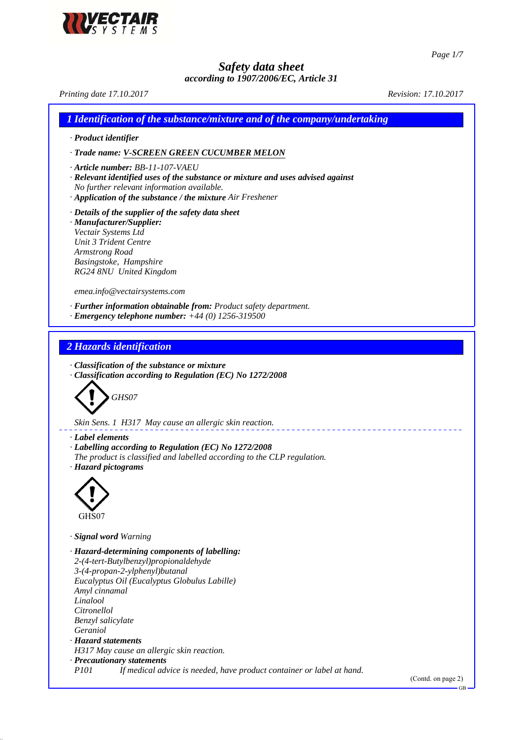# Safety data sheet
### according to 1907/2006/EC, Article 31

*Printing date 17.10.2017* *Revision: 17.10.2017*

## 1 Identification of the substance/mixture and of the company/undertaking

· ***Product identifier***

· ***Trade name: V-SCREEN GREEN CUCUMBER MELON***

· ***Article number:*** *BB-11-107-VAEU*
· ***Relevant identified uses of the substance or mixture and uses advised against***
*No further relevant information available.*
· ***Application of the substance / the mixture*** *Air Freshener*

· ***Details of the supplier of the safety data sheet***
· ***Manufacturer/Supplier:***
*Vectair Systems Ltd*
*Unit 3 Trident Centre*
*Armstrong Road*
*Basingstoke, Hampshire*
*RG24 8NU United Kingdom*

*emea.info@vectairsystems.com*

· ***Further information obtainable from:*** *Product safety department.*
· ***Emergency telephone number:*** *+44 (0) 1256-319500*

## 2 Hazards identification

· ***Classification of the substance or mixture***
· ***Classification according to Regulation (EC) No 1272/2008***

*GHS07*

*Skin Sens. 1 H317 May cause an allergic skin reaction.*

· ***Label elements***
· ***Labelling according to Regulation (EC) No 1272/2008***
*The product is classified and labelled according to the CLP regulation.*
· ***Hazard pictograms***

GHS07

· ***Signal word*** *Warning*

· ***Hazard-determining components of labelling:***
*2-(4-tert-Butylbenzyl)propionaldehyde*
*3-(4-propan-2-ylphenyl)butanal*
*Eucalyptus Oil (Eucalyptus Globulus Labille)*
*Amyl cinnamal*
*Linalool*
*Citronellol*
*Benzyl salicylate*
*Geraniol*
· ***Hazard statements***
*H317 May cause an allergic skin reaction.*
· ***Precautionary statements***
*P101 If medical advice is needed, have product container or label at hand.*

(Contd. on page 2)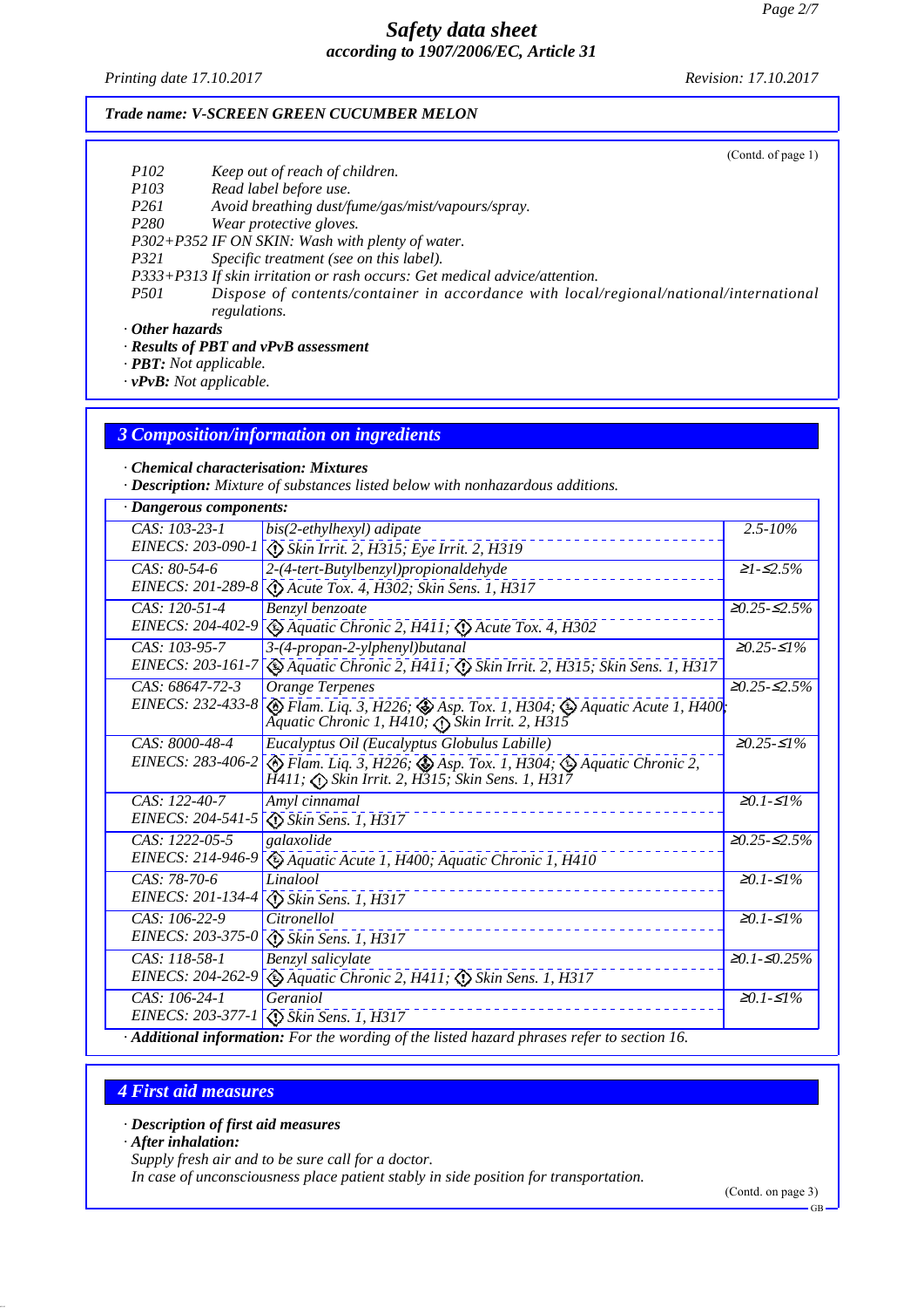*Safety data sheet*
*according to 1907/2006/EC, Article 31*

*Printing date 17.10.2017* *Revision: 17.10.2017*

***Trade name: V-SCREEN GREEN CUCUMBER MELON***

(Contd. of page 1)

| | |
|---|---|
| *P102* | *Keep out of reach of children.* |
| *P103* | *Read label before use.* |
| *P261* | *Avoid breathing dust/fume/gas/mist/vapours/spray.* |
| *P280* | *Wear protective gloves.* |
| *P302+P352* | *IF ON SKIN: Wash with plenty of water.* |
| *P321* | *Specific treatment (see on this label).* |
| *P333+P313* | *If skin irritation or rash occurs: Get medical advice/attention.* |
| *P501* | *Dispose of contents/container in accordance with local/regional/national/international regulations.* |

· ***Other hazards***
· ***Results of PBT and vPvB assessment***
· ***PBT:*** *Not applicable.*
· ***vPvB:*** *Not applicable.*

## *3 Composition/information on ingredients*

· ***Chemical characterisation: Mixtures***
· ***Description:*** *Mixture of substances listed below with nonhazardous additions.*

· ***Dangerous components:***

| Identifiers | Name / Classification | Concentration |
|---|---|---|
| *CAS: 103-23-1 EINECS: 203-090-1* | *bis(2-ethylhexyl) adipate* *Skin Irrit. 2, H315; Eye Irrit. 2, H319* | *2.5-10%* |
| *CAS: 80-54-6 EINECS: 201-289-8* | *2-(4-tert-Butylbenzyl)propionaldehyde* *Acute Tox. 4, H302; Skin Sens. 1, H317* | *≥1-≤2.5%* |
| *CAS: 120-51-4 EINECS: 204-402-9* | *Benzyl benzoate* *Aquatic Chronic 2, H411; Acute Tox. 4, H302* | *≥0.25-≤2.5%* |
| *CAS: 103-95-7 EINECS: 203-161-7* | *3-(4-propan-2-ylphenyl)butanal* *Aquatic Chronic 2, H411; Skin Irrit. 2, H315; Skin Sens. 1, H317* | *≥0.25-≤1%* |
| *CAS: 68647-72-3 EINECS: 232-433-8* | *Orange Terpenes* *Flam. Liq. 3, H226; Asp. Tox. 1, H304; Aquatic Acute 1, H400; Aquatic Chronic 1, H410; Skin Irrit. 2, H315* | *≥0.25-≤2.5%* |
| *CAS: 8000-48-4 EINECS: 283-406-2* | *Eucalyptus Oil (Eucalyptus Globulus Labille)* *Flam. Liq. 3, H226; Asp. Tox. 1, H304; Aquatic Chronic 2, H411; Skin Irrit. 2, H315; Skin Sens. 1, H317* | *≥0.25-≤1%* |
| *CAS: 122-40-7 EINECS: 204-541-5* | *Amyl cinnamal* *Skin Sens. 1, H317* | *≥0.1-≤1%* |
| *CAS: 1222-05-5 EINECS: 214-946-9* | *galaxolide* *Aquatic Acute 1, H400; Aquatic Chronic 1, H410* | *≥0.25-≤2.5%* |
| *CAS: 78-70-6 EINECS: 201-134-4* | *Linalool* *Skin Sens. 1, H317* | *≥0.1-≤1%* |
| *CAS: 106-22-9 EINECS: 203-375-0* | *Citronellol* *Skin Sens. 1, H317* | *≥0.1-≤1%* |
| *CAS: 118-58-1 EINECS: 204-262-9* | *Benzyl salicylate* *Aquatic Chronic 2, H411; Skin Sens. 1, H317* | *≥0.1-≤0.25%* |
| *CAS: 106-24-1 EINECS: 203-377-1* | *Geraniol* *Skin Sens. 1, H317* | *≥0.1-≤1%* |

· ***Additional information:*** *For the wording of the listed hazard phrases refer to section 16.*

## *4 First aid measures*

· ***Description of first aid measures***
· ***After inhalation:***
*Supply fresh air and to be sure call for a doctor.*
*In case of unconsciousness place patient stably in side position for transportation.*

(Contd. on page 3)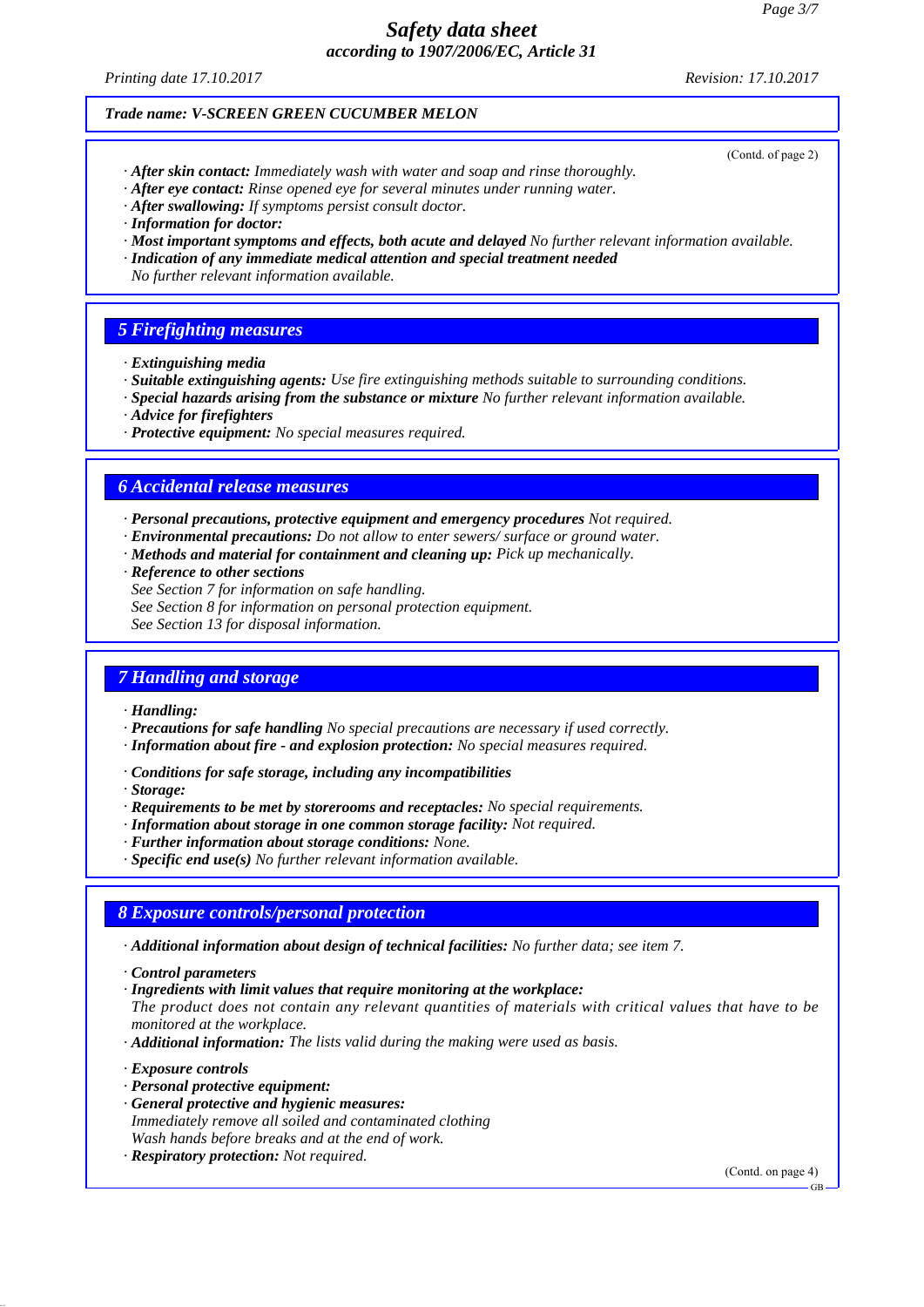**Trade name: V-SCREEN GREEN CUCUMBER MELON**

(Contd. of page 2)

· **After skin contact:** Immediately wash with water and soap and rinse thoroughly.
· **After eye contact:** Rinse opened eye for several minutes under running water.
· **After swallowing:** If symptoms persist consult doctor.
· **Information for doctor:**
· **Most important symptoms and effects, both acute and delayed** No further relevant information available.
· **Indication of any immediate medical attention and special treatment needed**
No further relevant information available.

## 5 Firefighting measures

· **Extinguishing media**
· **Suitable extinguishing agents:** Use fire extinguishing methods suitable to surrounding conditions.
· **Special hazards arising from the substance or mixture** No further relevant information available.
· **Advice for firefighters**
· **Protective equipment:** No special measures required.

## 6 Accidental release measures

· **Personal precautions, protective equipment and emergency procedures** Not required.
· **Environmental precautions:** Do not allow to enter sewers/ surface or ground water.
· **Methods and material for containment and cleaning up:** Pick up mechanically.
· **Reference to other sections**
See Section 7 for information on safe handling.
See Section 8 for information on personal protection equipment.
See Section 13 for disposal information.

## 7 Handling and storage

· **Handling:**
· **Precautions for safe handling** No special precautions are necessary if used correctly.
· **Information about fire - and explosion protection:** No special measures required.

· **Conditions for safe storage, including any incompatibilities**
· **Storage:**
· **Requirements to be met by storerooms and receptacles:** No special requirements.
· **Information about storage in one common storage facility:** Not required.
· **Further information about storage conditions:** None.
· **Specific end use(s)** No further relevant information available.

## 8 Exposure controls/personal protection

· **Additional information about design of technical facilities:** No further data; see item 7.

· **Control parameters**
· **Ingredients with limit values that require monitoring at the workplace:**
The product does not contain any relevant quantities of materials with critical values that have to be monitored at the workplace.
· **Additional information:** The lists valid during the making were used as basis.

· **Exposure controls**
· **Personal protective equipment:**
· **General protective and hygienic measures:**
Immediately remove all soiled and contaminated clothing
Wash hands before breaks and at the end of work.
· **Respiratory protection:** Not required.

(Contd. on page 4)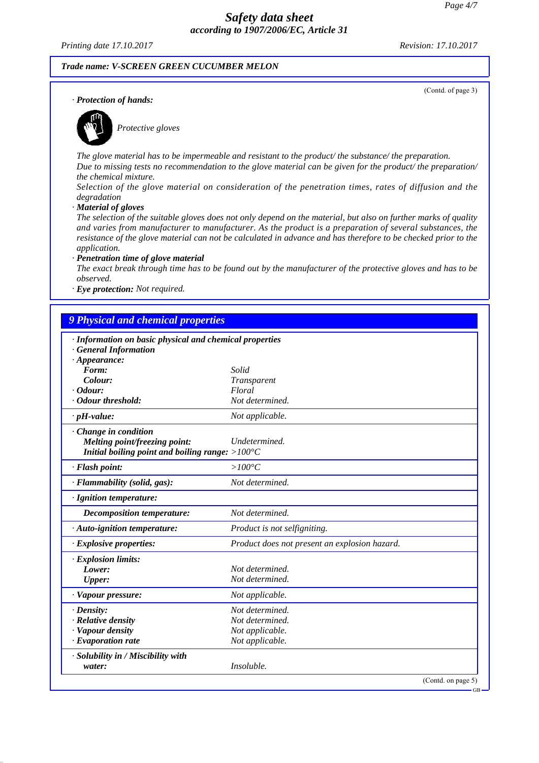*Trade name: V-SCREEN GREEN CUCUMBER MELON*

(Contd. of page 3)

· **Protection of hands:**

*Protective gloves*

The glove material has to be impermeable and resistant to the product/ the substance/ the preparation.
Due to missing tests no recommendation to the glove material can be given for the product/ the preparation/ the chemical mixture.
Selection of the glove material on consideration of the penetration times, rates of diffusion and the degradation

· **Material of gloves**
The selection of the suitable gloves does not only depend on the material, but also on further marks of quality and varies from manufacturer to manufacturer. As the product is a preparation of several substances, the resistance of the glove material can not be calculated in advance and has therefore to be checked prior to the application.

· **Penetration time of glove material**
The exact break through time has to be found out by the manufacturer of the protective gloves and has to be observed.

· **Eye protection:** Not required.

## 9 Physical and chemical properties

| | |
|---|---|
| · **Information on basic physical and chemical properties** | |
| · **General Information** | |
| · **Appearance:** | |
| **Form:** | Solid |
| **Colour:** | Transparent |
| · **Odour:** | Floral |
| · **Odour threshold:** | Not determined. |
| · **pH-value:** | Not applicable. |
| · **Change in condition** | |
| **Melting point/freezing point:** | Undetermined. |
| **Initial boiling point and boiling range:** | >100°C |
| · **Flash point:** | >100°C |
| · **Flammability (solid, gas):** | Not determined. |
| · **Ignition temperature:** | |
| **Decomposition temperature:** | Not determined. |
| · **Auto-ignition temperature:** | Product is not selfigniting. |
| · **Explosive properties:** | Product does not present an explosion hazard. |
| · **Explosion limits:** | |
| **Lower:** | Not determined. |
| **Upper:** | Not determined. |
| · **Vapour pressure:** | Not applicable. |
| · **Density:** | Not determined. |
| · **Relative density** | Not determined. |
| · **Vapour density** | Not applicable. |
| · **Evaporation rate** | Not applicable. |
| · **Solubility in / Miscibility with** | |
| **water:** | Insoluble. |

(Contd. on page 5)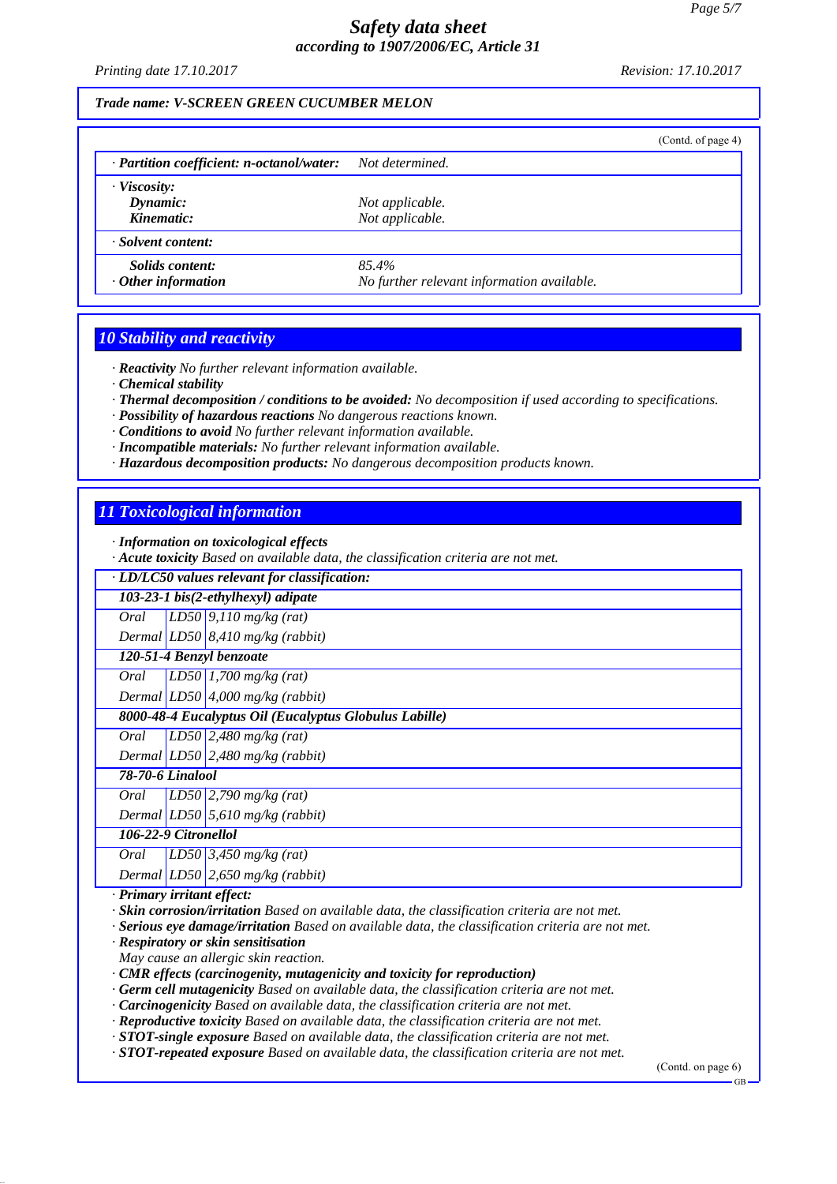*Trade name: V-SCREEN GREEN CUCUMBER MELON*

(Contd. of page 4)

| | |
|---|---|
| · ***Partition coefficient: n-octanol/water:*** | *Not determined.* |
| · ***Viscosity:*** | |
| ***Dynamic:*** | *Not applicable.* |
| ***Kinematic:*** | *Not applicable.* |
| · ***Solvent content:*** | |
| ***Solids content:*** | *85.4%* |
| · ***Other information*** | *No further relevant information available.* |

## 10 Stability and reactivity

· ***Reactivity*** *No further relevant information available.*
· ***Chemical stability***
· ***Thermal decomposition / conditions to be avoided:*** *No decomposition if used according to specifications.*
· ***Possibility of hazardous reactions*** *No dangerous reactions known.*
· ***Conditions to avoid*** *No further relevant information available.*
· ***Incompatible materials:*** *No further relevant information available.*
· ***Hazardous decomposition products:*** *No dangerous decomposition products known.*

## 11 Toxicological information

· ***Information on toxicological effects***
· ***Acute toxicity*** *Based on available data, the classification criteria are not met.*

| · ***LD/LC50 values relevant for classification:*** | | |
|---|---|---|
| ***103-23-1 bis(2-ethylhexyl) adipate*** | | |
| *Oral* | *LD50* | *9,110 mg/kg (rat)* |
| *Dermal* | *LD50* | *8,410 mg/kg (rabbit)* |
| ***120-51-4 Benzyl benzoate*** | | |
| *Oral* | *LD50* | *1,700 mg/kg (rat)* |
| *Dermal* | *LD50* | *4,000 mg/kg (rabbit)* |
| ***8000-48-4 Eucalyptus Oil (Eucalyptus Globulus Labille)*** | | |
| *Oral* | *LD50* | *2,480 mg/kg (rat)* |
| *Dermal* | *LD50* | *2,480 mg/kg (rabbit)* |
| ***78-70-6 Linalool*** | | |
| *Oral* | *LD50* | *2,790 mg/kg (rat)* |
| *Dermal* | *LD50* | *5,610 mg/kg (rabbit)* |
| ***106-22-9 Citronellol*** | | |
| *Oral* | *LD50* | *3,450 mg/kg (rat)* |
| *Dermal* | *LD50* | *2,650 mg/kg (rabbit)* |

· ***Primary irritant effect:***
· ***Skin corrosion/irritation*** *Based on available data, the classification criteria are not met.*
· ***Serious eye damage/irritation*** *Based on available data, the classification criteria are not met.*
· ***Respiratory or skin sensitisation***
*May cause an allergic skin reaction.*
· ***CMR effects (carcinogenity, mutagenicity and toxicity for reproduction)***
· ***Germ cell mutagenicity*** *Based on available data, the classification criteria are not met.*
· ***Carcinogenicity*** *Based on available data, the classification criteria are not met.*
· ***Reproductive toxicity*** *Based on available data, the classification criteria are not met.*
· ***STOT-single exposure*** *Based on available data, the classification criteria are not met.*
· ***STOT-repeated exposure*** *Based on available data, the classification criteria are not met.*

(Contd. on page 6)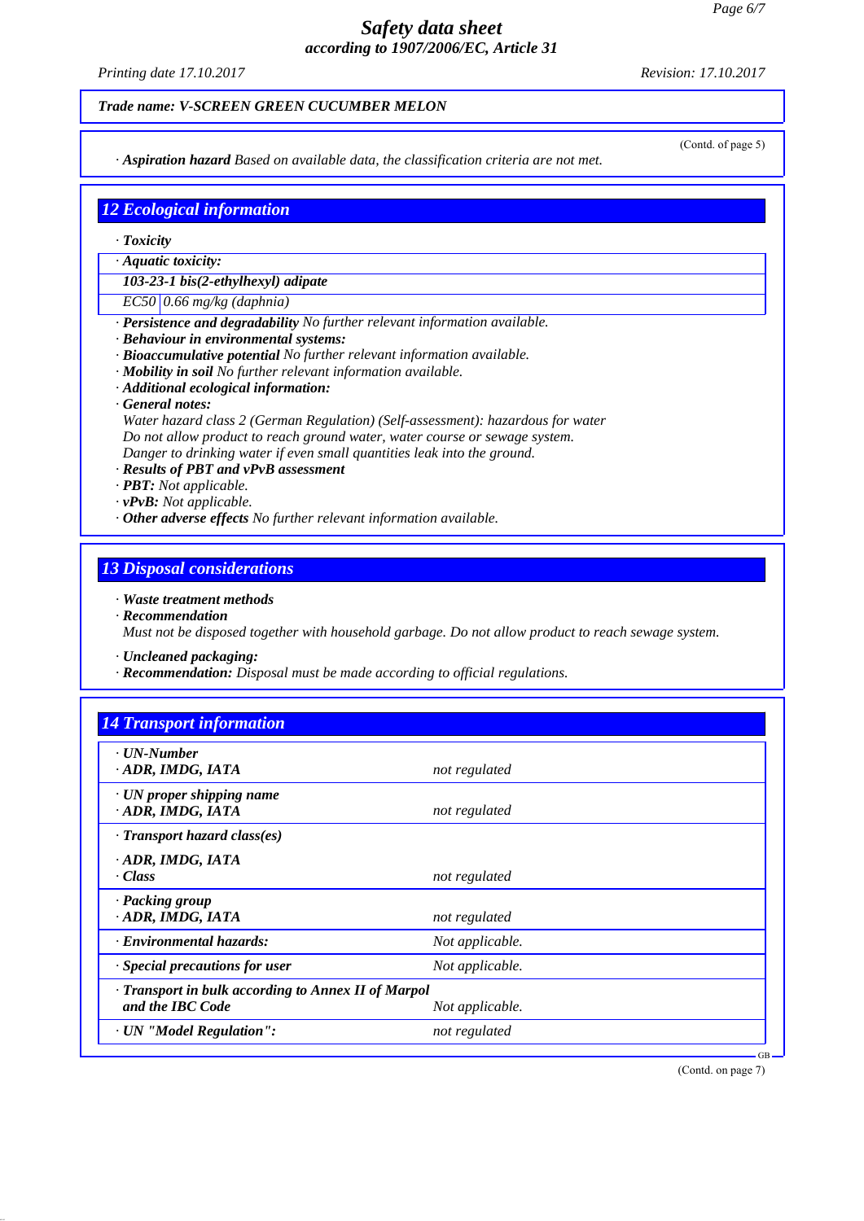**Trade name: V-SCREEN GREEN CUCUMBER MELON**

(Contd. of page 5)

· *Aspiration hazard* Based on available data, the classification criteria are not met.

## 12 Ecological information

· **Toxicity**

| · Aquatic toxicity: | |
|---|---|
| 103-23-1 bis(2-ethylhexyl) adipate | |
| EC50 | 0.66 mg/kg (daphnia) |

· **Persistence and degradability** No further relevant information available.
· **Behaviour in environmental systems:**
· **Bioaccumulative potential** No further relevant information available.
· **Mobility in soil** No further relevant information available.
· **Additional ecological information:**
· **General notes:**
Water hazard class 2 (German Regulation) (Self-assessment): hazardous for water
Do not allow product to reach ground water, water course or sewage system.
Danger to drinking water if even small quantities leak into the ground.
· **Results of PBT and vPvB assessment**
· **PBT:** Not applicable.
· **vPvB:** Not applicable.
· **Other adverse effects** No further relevant information available.

## 13 Disposal considerations

· **Waste treatment methods**
· **Recommendation**
Must not be disposed together with household garbage. Do not allow product to reach sewage system.

· **Uncleaned packaging:**
· **Recommendation:** Disposal must be made according to official regulations.

## 14 Transport information

| | |
|---|---|
| · **UN-Number**<br>· **ADR, IMDG, IATA** | not regulated |
| · **UN proper shipping name**<br>· **ADR, IMDG, IATA** | not regulated |
| · **Transport hazard class(es)**<br>· **ADR, IMDG, IATA**<br>· **Class** | not regulated |
| · **Packing group**<br>· **ADR, IMDG, IATA** | not regulated |
| · **Environmental hazards:** | Not applicable. |
| · **Special precautions for user** | Not applicable. |
| · **Transport in bulk according to Annex II of Marpol and the IBC Code** | Not applicable. |
| · **UN "Model Regulation":** | not regulated |

(Contd. on page 7)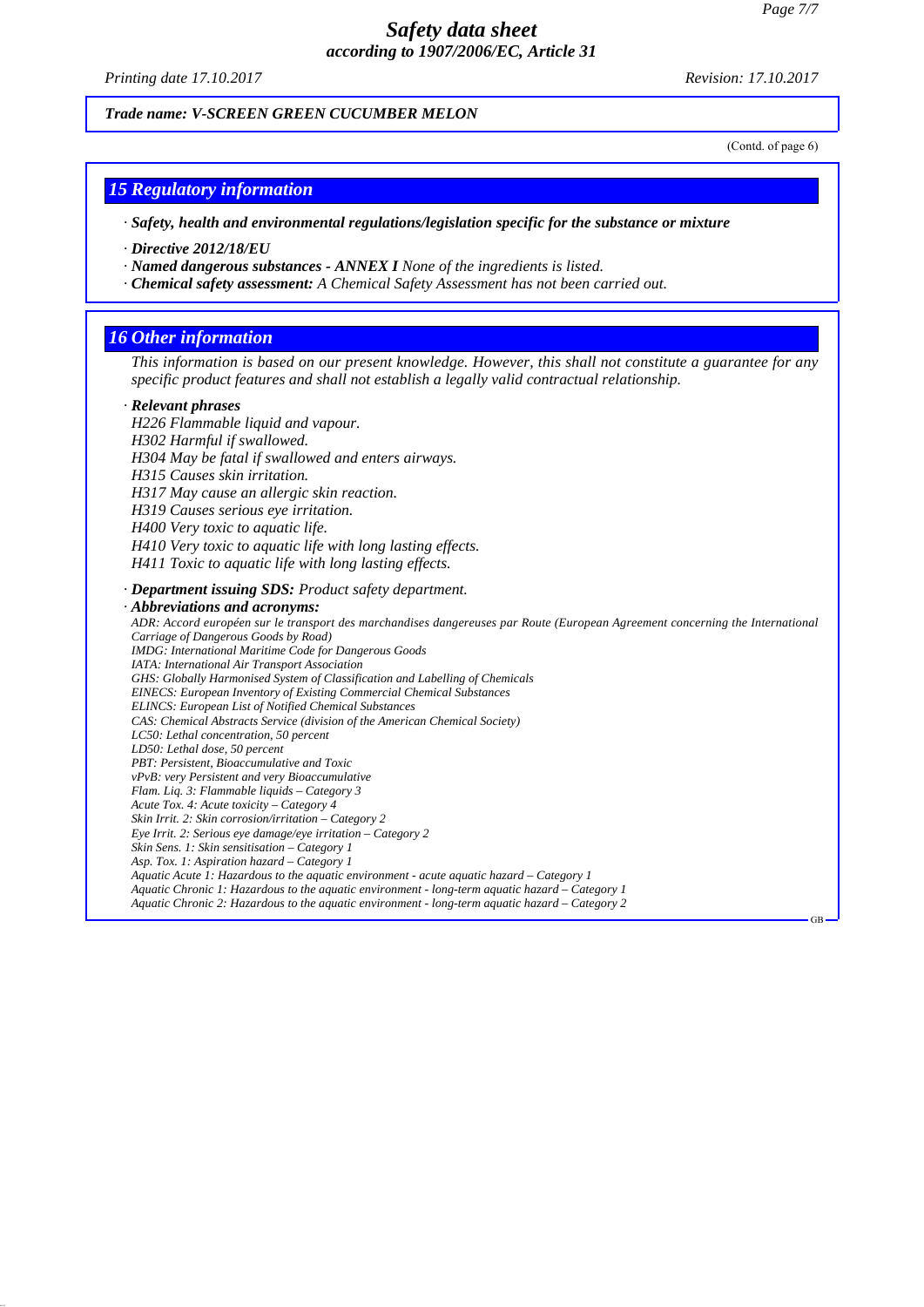*Trade name: V-SCREEN GREEN CUCUMBER MELON*

(Contd. of page 6)

## 15 Regulatory information

· ***Safety, health and environmental regulations/legislation specific for the substance or mixture***

· ***Directive 2012/18/EU***

· ***Named dangerous substances - ANNEX I*** *None of the ingredients is listed.*

· ***Chemical safety assessment:*** *A Chemical Safety Assessment has not been carried out.*

## 16 Other information

*This information is based on our present knowledge. However, this shall not constitute a guarantee for any specific product features and shall not establish a legally valid contractual relationship.*

· ***Relevant phrases***

*H226 Flammable liquid and vapour.*
*H302 Harmful if swallowed.*
*H304 May be fatal if swallowed and enters airways.*
*H315 Causes skin irritation.*
*H317 May cause an allergic skin reaction.*
*H319 Causes serious eye irritation.*
*H400 Very toxic to aquatic life.*
*H410 Very toxic to aquatic life with long lasting effects.*
*H411 Toxic to aquatic life with long lasting effects.*

· ***Department issuing SDS:*** *Product safety department.*

· ***Abbreviations and acronyms:***

*ADR: Accord européen sur le transport des marchandises dangereuses par Route (European Agreement concerning the International Carriage of Dangerous Goods by Road)*
*IMDG: International Maritime Code for Dangerous Goods*
*IATA: International Air Transport Association*
*GHS: Globally Harmonised System of Classification and Labelling of Chemicals*
*EINECS: European Inventory of Existing Commercial Chemical Substances*
*ELINCS: European List of Notified Chemical Substances*
*CAS: Chemical Abstracts Service (division of the American Chemical Society)*
*LC50: Lethal concentration, 50 percent*
*LD50: Lethal dose, 50 percent*
*PBT: Persistent, Bioaccumulative and Toxic*
*vPvB: very Persistent and very Bioaccumulative*
*Flam. Liq. 3: Flammable liquids – Category 3*
*Acute Tox. 4: Acute toxicity – Category 4*
*Skin Irrit. 2: Skin corrosion/irritation – Category 2*
*Eye Irrit. 2: Serious eye damage/eye irritation – Category 2*
*Skin Sens. 1: Skin sensitisation – Category 1*
*Asp. Tox. 1: Aspiration hazard – Category 1*
*Aquatic Acute 1: Hazardous to the aquatic environment - acute aquatic hazard – Category 1*
*Aquatic Chronic 1: Hazardous to the aquatic environment - long-term aquatic hazard – Category 1*
*Aquatic Chronic 2: Hazardous to the aquatic environment - long-term aquatic hazard – Category 2*

GB